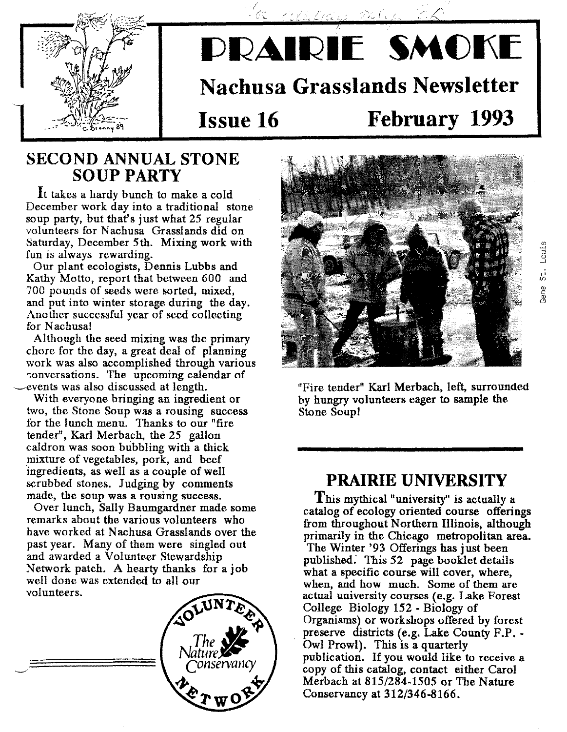# PRAIRIE SMOKE

## Nachusa Grasslands Newsletter

**Issue 16 February 1993**

## SECOND ANNUAL STONE SOUP PARTY

It takes a hardy bunch to make a cold December work day into a traditional stone soup party, but that's just what 25 regular volunteers for Nachusa Grasslands did on Saturday, December 5th. Mixing work with fun is always rewarding.

Our plant ecologists, Dennis Lubbs and Kathy Motto, report that between 600 and 700 pounds of seeds were sorted, mixed, and put into winter storage during the day. Another successful year of seed collecting for Nachusa!

Although the seed mixing was the primary chore for the day, a great deal of planning work was also accomplished through various conversations. The upcoming calendar of events was also discussed at length.

With everyone bringing an ingredient or two, the Stone Soup was a rousing success for the lunch menu. Thanks to our "fire tender", Karl Merbach, the 25 gallon caldron was soon bubbling with a thick mixture of vegetables, pork, and beef ingredients, as well as a couple of well scrubbed stones. Judging by comments made, the soup was a rousing success.

Over lunch, Sally Baumgardner made some remarks about the various volunteers who have worked at Nachusa Grasslands over the past year. Many of them were singled out and awarded a Volunteer Stewardship Network patch. A hearty thanks for a job well done was extended to all our volunteers.

"Fire tender" Karl Merbach, left, surrounded by hungry volunteers eager to sample the Stone Soup!

Gene St. Louis

## PRAIRIE UNIVERSITY

This mythical "university" is actually a catalog of ecology oriented course offerings from throughout Northern Illinois, although primarily in the Chicago metropolitan area.

The Winter '93 Offerings has just been published. This 52 page booklet details what a specific course will cover, where, when, and how much. Some of them are actual university courses (e.g. Lake Forest College Biology 152 - Biology of Organisms) or workshops offered by forest preserve districts (e.g. Lake County F.P. - Owl Prowl). This is a quarterly publication. If you would like to receive a copy of this catalog, contact either Carol Merbach at 815/284-1505 or The Nature Conservancy at 312/346-8166.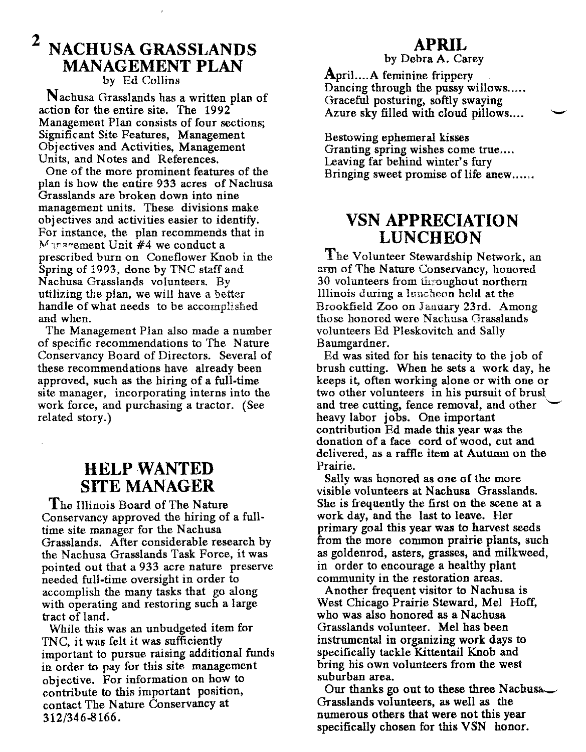## NACHUSA GRASSLANDS MANAGEMENT PLAN

by Ed Collins

Nachusa Grasslands has a written plan of action for the entire site. The 1992 Management Plan consists of four sections; Significant Site Features, Management Objectives and Activities, Management Units, and Notes and References.

One of the more prominent features of the plan is how the entire 933 acres of Nachusa Grasslands are broken down into nine management units. These divisions make objectives and activities easier to identify. For instance, the plan recommends that in Management Unit #4 we conduct a prescribed burn on Coneflower Knob in the Spring of 1993, done by TNC staff and Nachusa Grasslands volunteers. By utilizing the plan, we will have a better handle of what needs to be accomplished and when.

The Management Plan also made a number of specific recommendations to The Nature Conservancy Board of Directors. Several of these recommendations have already been approved, such as the hiring of a full-time site manager, incorporating interns into the work force, and purchasing a tractor. (See related story.)

## HELP WANTED SITE MANAGER

The Illinois Board of The Nature Conservancy approved the hiring of a full-time site manager for the Nachusa Grasslands. After considerable research by the Nachusa Grasslands Task Force, it was pointed out that a 933 acre nature preserve needed full-time oversight in order to accomplish the many tasks that go along with operating and restoring such a large tract of land.

While this was an unbudgeted item for TNC, it was felt it was sufficiently important to pursue raising additional funds in order to pay for this site management objective. For information on how to contribute to this important position, contact The Nature Conservancy at 312/346-8166.

## APRIL

by Debra A. Carey

April....A feminine frippery
Dancing through the pussy willows.....
Graceful posturing, softly swaying
Azure sky filled with cloud pillows....

Bestowing ephemeral kisses
Granting spring wishes come true....
Leaving far behind winter's fury
Bringing sweet promise of life anew......

## VSN APPRECIATION LUNCHEON

The Volunteer Stewardship Network, an arm of The Nature Conservancy, honored 30 volunteers from throughout northern Illinois during a luncheon held at the Brookfield Zoo on January 23rd. Among those honored were Nachusa Grasslands volunteers Ed Pleskovitch and Sally Baumgardner.

Ed was sited for his tenacity to the job of brush cutting. When he sets a work day, he keeps it, often working alone or with one or two other volunteers in his pursuit of brush and tree cutting, fence removal, and other heavy labor jobs. One important contribution Ed made this year was the donation of a face cord of wood, cut and delivered, as a raffle item at Autumn on the Prairie.

Sally was honored as one of the more visible volunteers at Nachusa Grasslands. She is frequently the first on the scene at a work day, and the last to leave. Her primary goal this year was to harvest seeds from the more common prairie plants, such as goldenrod, asters, grasses, and milkweed, in order to encourage a healthy plant community in the restoration areas.

Another frequent visitor to Nachusa is West Chicago Prairie Steward, Mel Hoff, who was also honored as a Nachusa Grasslands volunteer. Mel has been instrumental in organizing work days to specifically tackle Kittentail Knob and bring his own volunteers from the west suburban area.

Our thanks go out to these three Nachusa Grasslands volunteers, as well as the numerous others that were not this year specifically chosen for this VSN honor.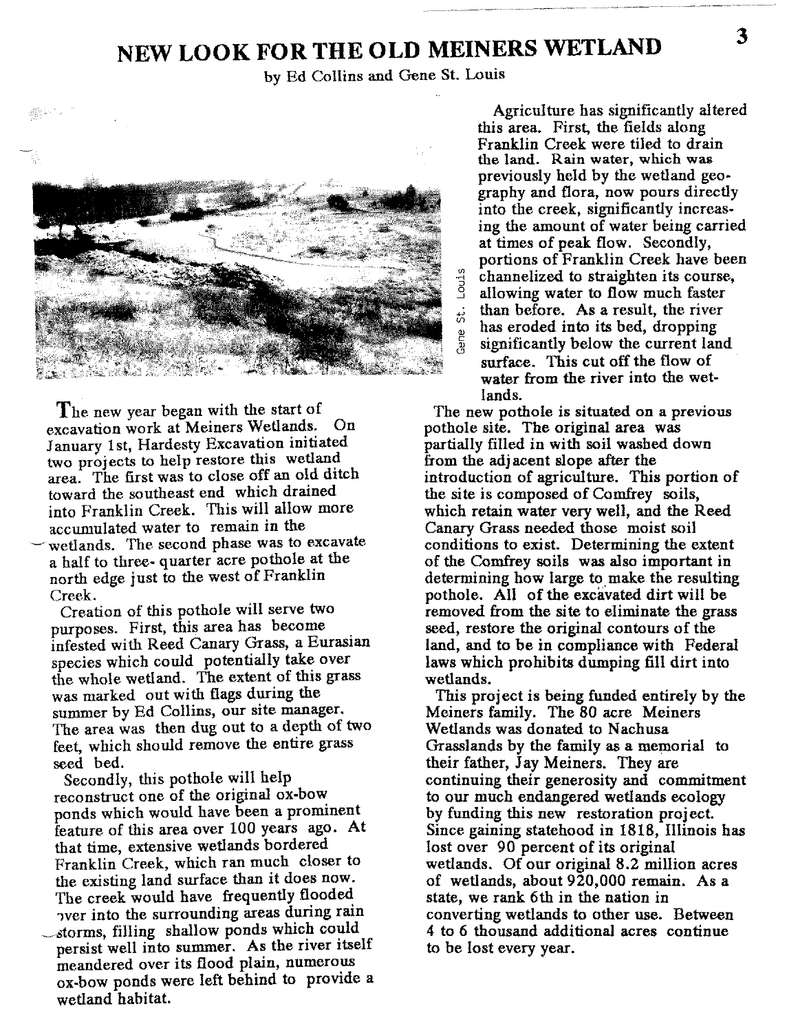# NEW LOOK FOR THE OLD MEINERS WETLAND

by Ed Collins and Gene St. Louis

Gene St. Louis

The new year began with the start of excavation work at Meiners Wetlands. On January 1st, Hardesty Excavation initiated two projects to help restore this wetland area. The first was to close off an old ditch toward the southeast end which drained into Franklin Creek. This will allow more accumulated water to remain in the wetlands. The second phase was to excavate a half to three- quarter acre pothole at the north edge just to the west of Franklin Creek.

Creation of this pothole will serve two purposes. First, this area has become infested with Reed Canary Grass, a Eurasian species which could potentially take over the whole wetland. The extent of this grass was marked out with flags during the summer by Ed Collins, our site manager. The area was then dug out to a depth of two feet, which should remove the entire grass seed bed.

Secondly, this pothole will help reconstruct one of the original ox-bow ponds which would have been a prominent feature of this area over 100 years ago. At that time, extensive wetlands bordered Franklin Creek, which ran much closer to the existing land surface than it does now. The creek would have frequently flooded over into the surrounding areas during rain storms, filling shallow ponds which could persist well into summer. As the river itself meandered over its flood plain, numerous ox-bow ponds were left behind to provide a wetland habitat.

Agriculture has significantly altered this area. First, the fields along Franklin Creek were tiled to drain the land. Rain water, which was previously held by the wetland geography and flora, now pours directly into the creek, significantly increasing the amount of water being carried at times of peak flow. Secondly, portions of Franklin Creek have been channelized to straighten its course, allowing water to flow much faster than before. As a result, the river has eroded into its bed, dropping significantly below the current land surface. This cut off the flow of water from the river into the wetlands.

The new pothole is situated on a previous pothole site. The original area was partially filled in with soil washed down from the adjacent slope after the introduction of agriculture. This portion of the site is composed of Comfrey soils, which retain water very well, and the Reed Canary Grass needed those moist soil conditions to exist. Determining the extent of the Comfrey soils was also important in determining how large to make the resulting pothole. All of the excavated dirt will be removed from the site to eliminate the grass seed, restore the original contours of the land, and to be in compliance with Federal laws which prohibits dumping fill dirt into wetlands.

This project is being funded entirely by the Meiners family. The 80 acre Meiners Wetlands was donated to Nachusa Grasslands by the family as a memorial to their father, Jay Meiners. They are continuing their generosity and commitment to our much endangered wetlands ecology by funding this new restoration project. Since gaining statehood in 1818, Illinois has lost over 90 percent of its original wetlands. Of our original 8.2 million acres of wetlands, about 920,000 remain. As a state, we rank 6th in the nation in converting wetlands to other use. Between 4 to 6 thousand additional acres continue to be lost every year.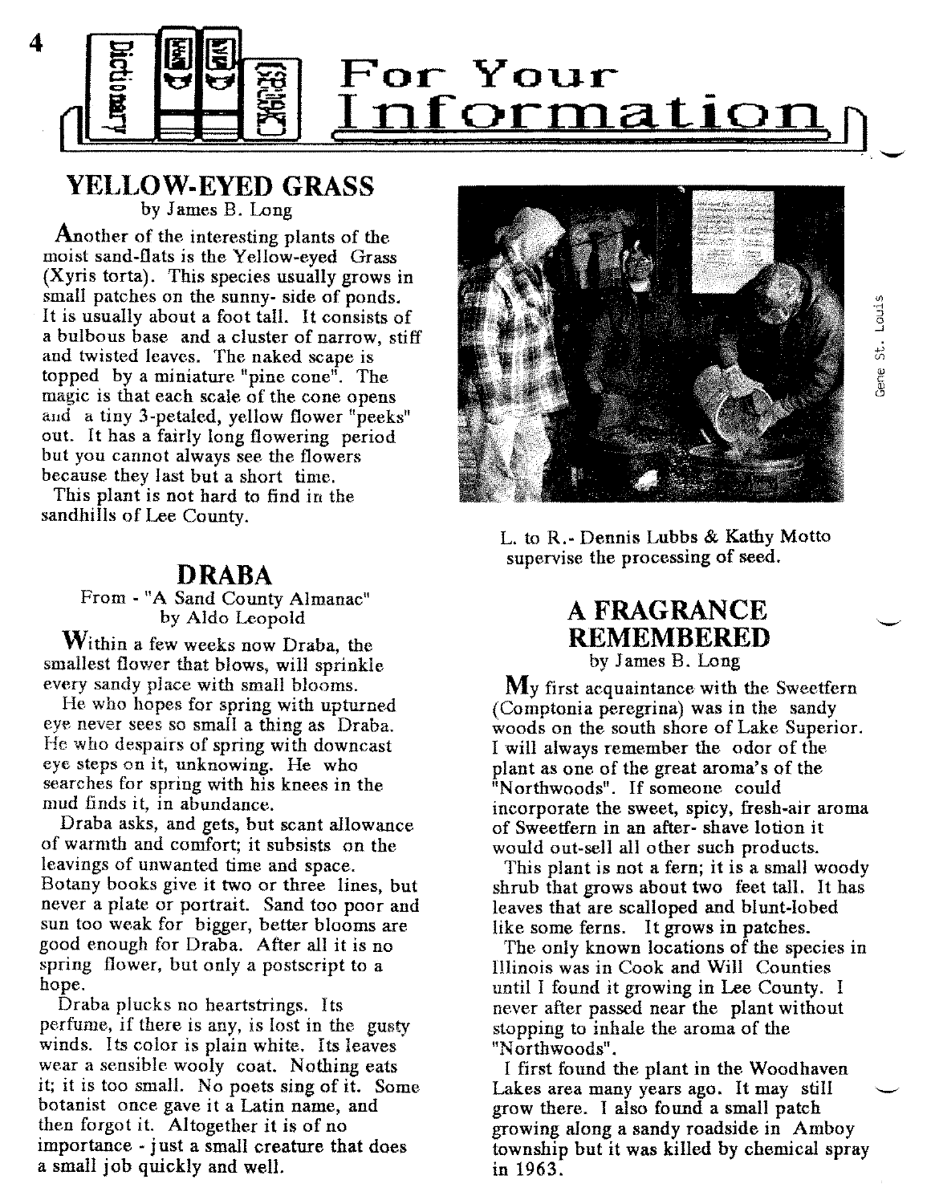# For Your Information

## YELLOW-EYED GRASS

by James B. Long

Another of the interesting plants of the moist sand-flats is the Yellow-eyed Grass (Xyris torta). This species usually grows in small patches on the sunny- side of ponds. It is usually about a foot tall. It consists of a bulbous base and a cluster of narrow, stiff and twisted leaves. The naked scape is topped by a miniature "pine cone". The magic is that each scale of the cone opens and a tiny 3-petaled, yellow flower "peeks" out. It has a fairly long flowering period but you cannot always see the flowers because they last but a short time.

This plant is not hard to find in the sandhills of Lee County.

## DRABA

From - "A Sand County Almanac" by Aldo Leopold

Within a few weeks now Draba, the smallest flower that blows, will sprinkle every sandy place with small blooms.

He who hopes for spring with upturned eye never sees so small a thing as Draba. He who despairs of spring with downcast eye steps on it, unknowing. He who searches for spring with his knees in the mud finds it, in abundance.

Draba asks, and gets, but scant allowance of warmth and comfort; it subsists on the leavings of unwanted time and space. Botany books give it two or three lines, but never a plate or portrait. Sand too poor and sun too weak for bigger, better blooms are good enough for Draba. After all it is no spring flower, but only a postscript to a hope.

Draba plucks no heartstrings. Its perfume, if there is any, is lost in the gusty winds. Its color is plain white. Its leaves wear a sensible wooly coat. Nothing eats it; it is too small. No poets sing of it. Some botanist once gave it a Latin name, and then forgot it. Altogether it is of no importance - just a small creature that does a small job quickly and well.

Gene St. Louis

L. to R.- Dennis Lubbs & Kathy Motto supervise the processing of seed.

## A FRAGRANCE REMEMBERED

by James B. Long

My first acquaintance with the Sweetfern (Comptonia peregrina) was in the sandy woods on the south shore of Lake Superior. I will always remember the odor of the plant as one of the great aroma's of the "Northwoods". If someone could incorporate the sweet, spicy, fresh-air aroma of Sweetfern in an after- shave lotion it would out-sell all other such products.

This plant is not a fern; it is a small woody shrub that grows about two feet tall. It has leaves that are scalloped and blunt-lobed like some ferns. It grows in patches.

The only known locations of the species in Illinois was in Cook and Will Counties until I found it growing in Lee County. I never after passed near the plant without stopping to inhale the aroma of the "Northwoods".

I first found the plant in the Woodhaven Lakes area many years ago. It may still grow there. I also found a small patch growing along a sandy roadside in Amboy township but it was killed by chemical spray in 1963.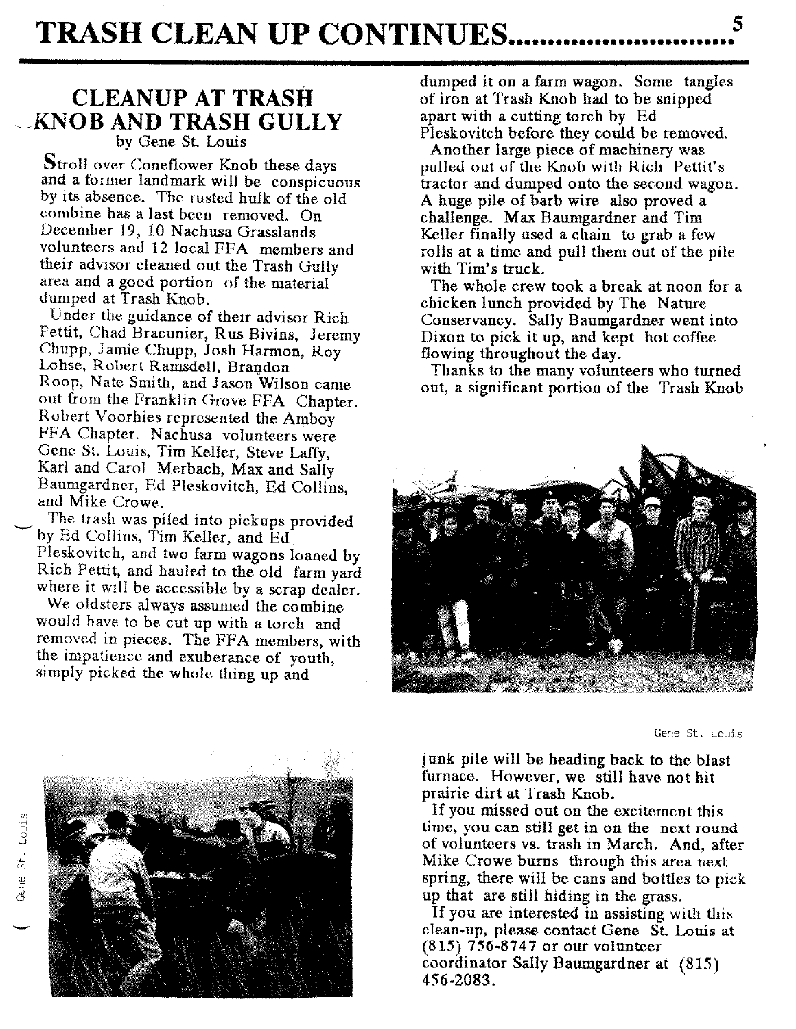# TRASH CLEAN UP CONTINUES...........................

## CLEANUP AT TRASH KNOB AND TRASH GULLY

by Gene St. Louis

Stroll over Coneflower Knob these days and a former landmark will be conspicuous by its absence. The rusted hulk of the old combine has a last been removed. On December 19, 10 Nachusa Grasslands volunteers and 12 local FFA members and their advisor cleaned out the Trash Gully area and a good portion of the material dumped at Trash Knob.

Under the guidance of their advisor Rich Pettit, Chad Bracunier, Rus Bivins, Jeremy Chupp, Jamie Chupp, Josh Harmon, Roy Lohse, Robert Ramsdell, Brandon Roop, Nate Smith, and Jason Wilson came out from the Franklin Grove FFA Chapter. Robert Voorhies represented the Amboy FFA Chapter. Nachusa volunteers were Gene St. Louis, Tim Keller, Steve Laffy, Karl and Carol Merbach, Max and Sally Baumgardner, Ed Pleskovitch, Ed Collins, and Mike Crowe.

The trash was piled into pickups provided by Ed Collins, Tim Keller, and Ed Pleskovitch, and two farm wagons loaned by Rich Pettit, and hauled to the old farm yard where it will be accessible by a scrap dealer.

We oldsters always assumed the combine would have to be cut up with a torch and removed in pieces. The FFA members, with the impatience and exuberance of youth, simply picked the whole thing up and dumped it on a farm wagon. Some tangles of iron at Trash Knob had to be snipped apart with a cutting torch by Ed Pleskovitch before they could be removed.

Another large piece of machinery was pulled out of the Knob with Rich Pettit's tractor and dumped onto the second wagon. A huge pile of barb wire also proved a challenge. Max Baumgardner and Tim Keller finally used a chain to grab a few rolls at a time and pull them out of the pile with Tim's truck.

The whole crew took a break at noon for a chicken lunch provided by The Nature Conservancy. Sally Baumgardner went into Dixon to pick it up, and kept hot coffee flowing throughout the day.

Thanks to the many volunteers who turned out, a significant portion of the Trash Knob junk pile will be heading back to the blast furnace. However, we still have not hit prairie dirt at Trash Knob.

Gene St. Louis

Gene St. Louis

If you missed out on the excitement this time, you can still get in on the next round of volunteers vs. trash in March. And, after Mike Crowe burns through this area next spring, there will be cans and bottles to pick up that are still hiding in the grass.

If you are interested in assisting with this clean-up, please contact Gene St. Louis at (815) 756-8747 or our volunteer coordinator Sally Baumgardner at (815) 456-2083.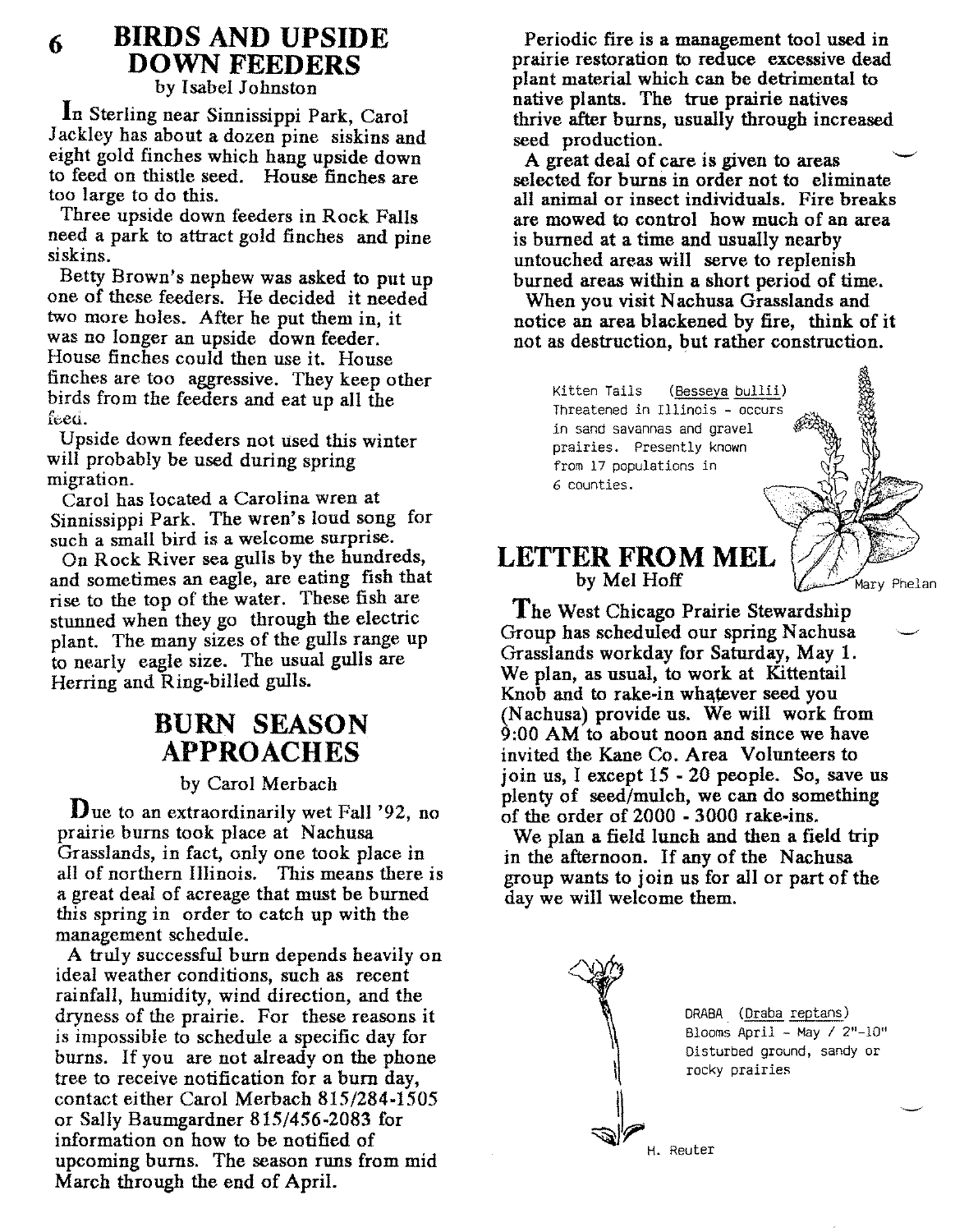## BIRDS AND UPSIDE DOWN FEEDERS

by Isabel Johnston

In Sterling near Sinnissippi Park, Carol Jackley has about a dozen pine siskins and eight gold finches which hang upside down to feed on thistle seed. House finches are too large to do this.

Three upside down feeders in Rock Falls need a park to attract gold finches and pine siskins.

Betty Brown's nephew was asked to put up one of these feeders. He decided it needed two more holes. After he put them in, it was no longer an upside down feeder. House finches could then use it. House finches are too aggressive. They keep other birds from the feeders and eat up all the feed.

Upside down feeders not used this winter will probably be used during spring migration.

Carol has located a Carolina wren at Sinnissippi Park. The wren's loud song for such a small bird is a welcome surprise.

On Rock River sea gulls by the hundreds, and sometimes an eagle, are eating fish that rise to the top of the water. These fish are stunned when they go through the electric plant. The many sizes of the gulls range up to nearly eagle size. The usual gulls are Herring and Ring-billed gulls.

## BURN SEASON APPROACHES

by Carol Merbach

Due to an extraordinarily wet Fall '92, no prairie burns took place at Nachusa Grasslands, in fact, only one took place in all of northern Illinois. This means there is a great deal of acreage that must be burned this spring in order to catch up with the management schedule.

A truly successful burn depends heavily on ideal weather conditions, such as recent rainfall, humidity, wind direction, and the dryness of the prairie. For these reasons it is impossible to schedule a specific day for burns. If you are not already on the phone tree to receive notification for a burn day, contact either Carol Merbach 815/284-1505 or Sally Baumgardner 815/456-2083 for information on how to be notified of upcoming burns. The season runs from mid March through the end of April.

Periodic fire is a management tool used in prairie restoration to reduce excessive dead plant material which can be detrimental to native plants. The true prairie natives thrive after burns, usually through increased seed production.

A great deal of care is given to areas selected for burns in order not to eliminate all animal or insect individuals. Fire breaks are mowed to control how much of an area is burned at a time and usually nearby untouched areas will serve to replenish burned areas within a short period of time.

When you visit Nachusa Grasslands and notice an area blackened by fire, think of it not as destruction, but rather construction.

Kitten Tails (Besseya bullii) Threatened in Illinois - occurs in sand savannas and gravel prairies. Presently known from 17 populations in 6 counties.

Mary Phelan

## LETTER FROM MEL

by Mel Hoff

The West Chicago Prairie Stewardship Group has scheduled our spring Nachusa Grasslands workday for Saturday, May 1. We plan, as usual, to work at Kittentail Knob and to rake-in whatever seed you (Nachusa) provide us. We will work from 9:00 AM to about noon and since we have invited the Kane Co. Area Volunteers to join us, I except 15 - 20 people. So, save us plenty of seed/mulch, we can do something of the order of 2000 - 3000 rake-ins.

We plan a field lunch and then a field trip in the afternoon. If any of the Nachusa group wants to join us for all or part of the day we will welcome them.

DRABA (Draba reptans) Blooms April - May / 2"-10" Disturbed ground, sandy or rocky prairies

H. Reuter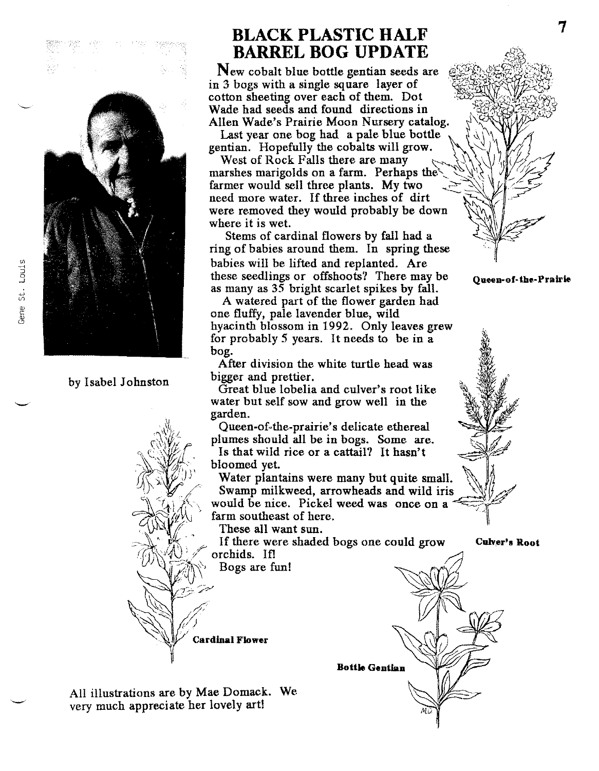# BLACK PLASTIC HALF BARREL BOG UPDATE

by Isabel Johnston

Gene St. Louis

New cobalt blue bottle gentian seeds are in 3 bogs with a single square layer of cotton sheeting over each of them. Dot Wade had seeds and found directions in Allen Wade's Prairie Moon Nursery catalog.

Last year one bog had a pale blue bottle gentian. Hopefully the cobalts will grow.

West of Rock Falls there are many marshes marigolds on a farm. Perhaps the farmer would sell three plants. My two need more water. If three inches of dirt were removed they would probably be down where it is wet.

Stems of cardinal flowers by fall had a ring of babies around them. In spring these babies will be lifted and replanted. Are these seedlings or offshoots? There may be as many as 35 bright scarlet spikes by fall.

A watered part of the flower garden had one fluffy, pale lavender blue, wild hyacinth blossom in 1992. Only leaves grew for probably 5 years. It needs to be in a bog.

After division the white turtle head was bigger and prettier.

Great blue lobelia and culver's root like water but self sow and grow well in the garden.

Queen-of-the-prairie's delicate ethereal plumes should all be in bogs. Some are.

Is that wild rice or a cattail? It hasn't bloomed yet.

Water plantains were many but quite small.

Swamp milkweed, arrowheads and wild iris would be nice. Pickel weed was once on a farm southeast of here.

These all want sun.

If there were shaded bogs one could grow orchids. If!

Bogs are fun!

**Queen-of-the-Prairie**

**Culver's Root**

**Cardinal Flower**

**Bottle Gentian**

All illustrations are by Mae Domack. We very much appreciate her lovely art!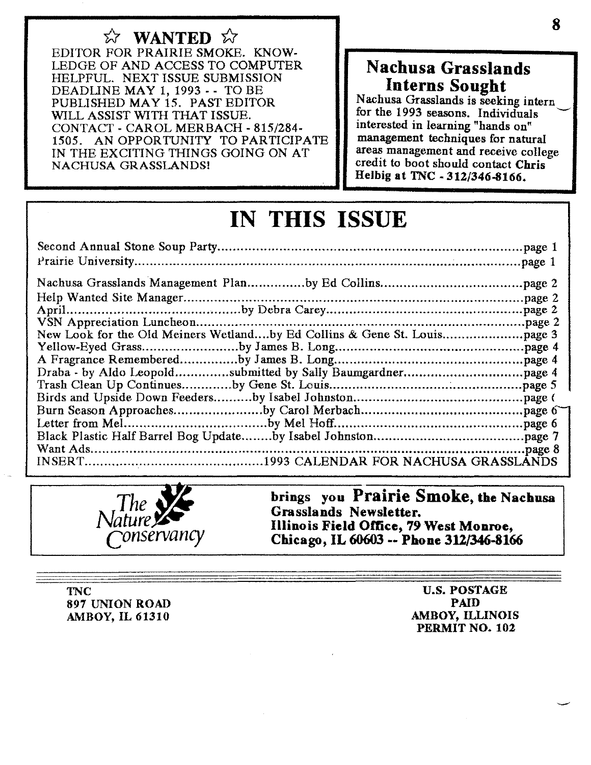## ☆ WANTED ☆

EDITOR FOR PRAIRIE SMOKE. KNOWLEDGE OF AND ACCESS TO COMPUTER HELPFUL. NEXT ISSUE SUBMISSION DEADLINE MAY 1, 1993 - - TO BE PUBLISHED MAY 15. PAST EDITOR WILL ASSIST WITH THAT ISSUE. CONTACT - CAROL MERBACH - 815/284-1505. AN OPPORTUNITY TO PARTICIPATE IN THE EXCITING THINGS GOING ON AT NACHUSA GRASSLANDS!

## Nachusa Grasslands Interns Sought

Nachusa Grasslands is seeking intern for the 1993 seasons. Individuals interested in learning "hands on" management techniques for natural areas management and receive college credit to boot should contact **Chris Helbig at TNC - 312/346-8166.**

# IN THIS ISSUE

Second Annual Stone Soup Party....page 1
Prairie University....page 1

Nachusa Grasslands Management Plan....by Ed Collins....page 2
Help Wanted Site Manager....page 2
April....by Debra Carey....page 2
VSN Appreciation Luncheon....page 2
New Look for the Old Meiners Wetland....by Ed Collins & Gene St. Louis....page 3
Yellow-Eyed Grass....by James B. Long....page 4
A Fragrance Remembered....by James B. Long....page 4
Draba - by Aldo Leopold....submitted by Sally Baumgardner....page 4
Trash Clean Up Continues....by Gene St. Louis....page 5
Birds and Upside Down Feeders....by Isabel Johnston....page 6
Burn Season Approaches....by Carol Merbach....page 6
Letter from Mel....by Mel Hoff....page 6
Black Plastic Half Barrel Bog Update....by Isabel Johnston....page 7
Want Ads....page 8
INSERT....1993 CALENDAR FOR NACHUSA GRASSLANDS

The Nature Conservancy

**brings you Prairie Smoke, the Nachusa Grasslands Newsletter.**
**Illinois Field Office, 79 West Monroe, Chicago, IL 60603 -- Phone 312/346-8166**

---

**TNC**
**897 UNION ROAD**
**AMBOY, IL 61310**

**U.S. POSTAGE**
**PAID**
**AMBOY, ILLINOIS**
**PERMIT NO. 102**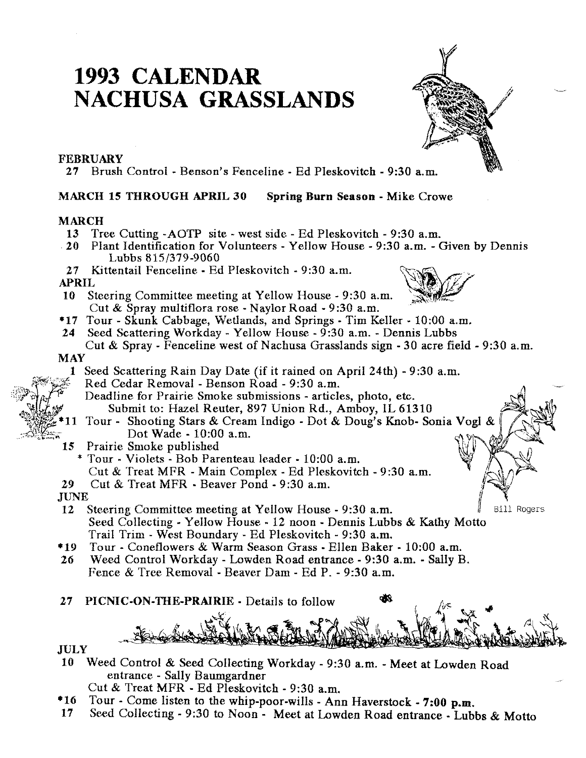# 1993 CALENDAR NACHUSA GRASSLANDS

**FEBRUARY**

27 Brush Control - Benson's Fenceline - Ed Pleskovitch - 9:30 a.m.

**MARCH 15 THROUGH APRIL 30** **Spring Burn Season** - Mike Crowe

**MARCH**

13 Tree Cutting - AOTP site - west side - Ed Pleskovitch - 9:30 a.m.

20 Plant Identification for Volunteers - Yellow House - 9:30 a.m. - Given by Dennis Lubbs 815/379-9060

27 Kittentail Fenceline - Ed Pleskovitch - 9:30 a.m.

**APRIL**

10 Steering Committee meeting at Yellow House - 9:30 a.m.
Cut & Spray multiflora rose - Naylor Road - 9:30 a.m.

*17 Tour - Skunk Cabbage, Wetlands, and Springs - Tim Keller - 10:00 a.m.

24 Seed Scattering Workday - Yellow House - 9:30 a.m. - Dennis Lubbs
Cut & Spray - Fenceline west of Nachusa Grasslands sign - 30 acre field - 9:30 a.m.

**MAY**

1 Seed Scattering Rain Day Date (if it rained on April 24th) - 9:30 a.m.
Red Cedar Removal - Benson Road - 9:30 a.m.
Deadline for Prairie Smoke submissions - articles, photo, etc.
Submit to: Hazel Reuter, 897 Union Rd., Amboy, IL 61310

*11 Tour - Shooting Stars & Cream Indigo - Dot & Doug's Knob - Sonia Vogl & Dot Wade - 10:00 a.m.

15 Prairie Smoke published
\* Tour - Violets - Bob Parenteau leader - 10:00 a.m.
Cut & Treat MFR - Main Complex - Ed Pleskovitch - 9:30 a.m.

29 Cut & Treat MFR - Beaver Pond - 9:30 a.m.

**JUNE**

12 Steering Committee meeting at Yellow House - 9:30 a.m.
Seed Collecting - Yellow House - 12 noon - Dennis Lubbs & Kathy Motto
Trail Trim - West Boundary - Ed Pleskovitch - 9:30 a.m.

*19 Tour - Coneflowers & Warm Season Grass - Ellen Baker - 10:00 a.m.

26 Weed Control Workday - Lowden Road entrance - 9:30 a.m. - Sally B.
Fence & Tree Removal - Beaver Dam - Ed P. - 9:30 a.m.

27 **PICNIC-ON-THE-PRAIRIE** - Details to follow

Bill Rogers

**JULY**

10 Weed Control & Seed Collecting Workday - 9:30 a.m. - Meet at Lowden Road entrance - Sally Baumgardner
Cut & Treat MFR - Ed Pleskovitch - 9:30 a.m.

*16 Tour - Come listen to the whip-poor-wills - Ann Haverstock - **7:00 p.m.**

17 Seed Collecting - 9:30 to Noon - Meet at Lowden Road entrance - Lubbs & Motto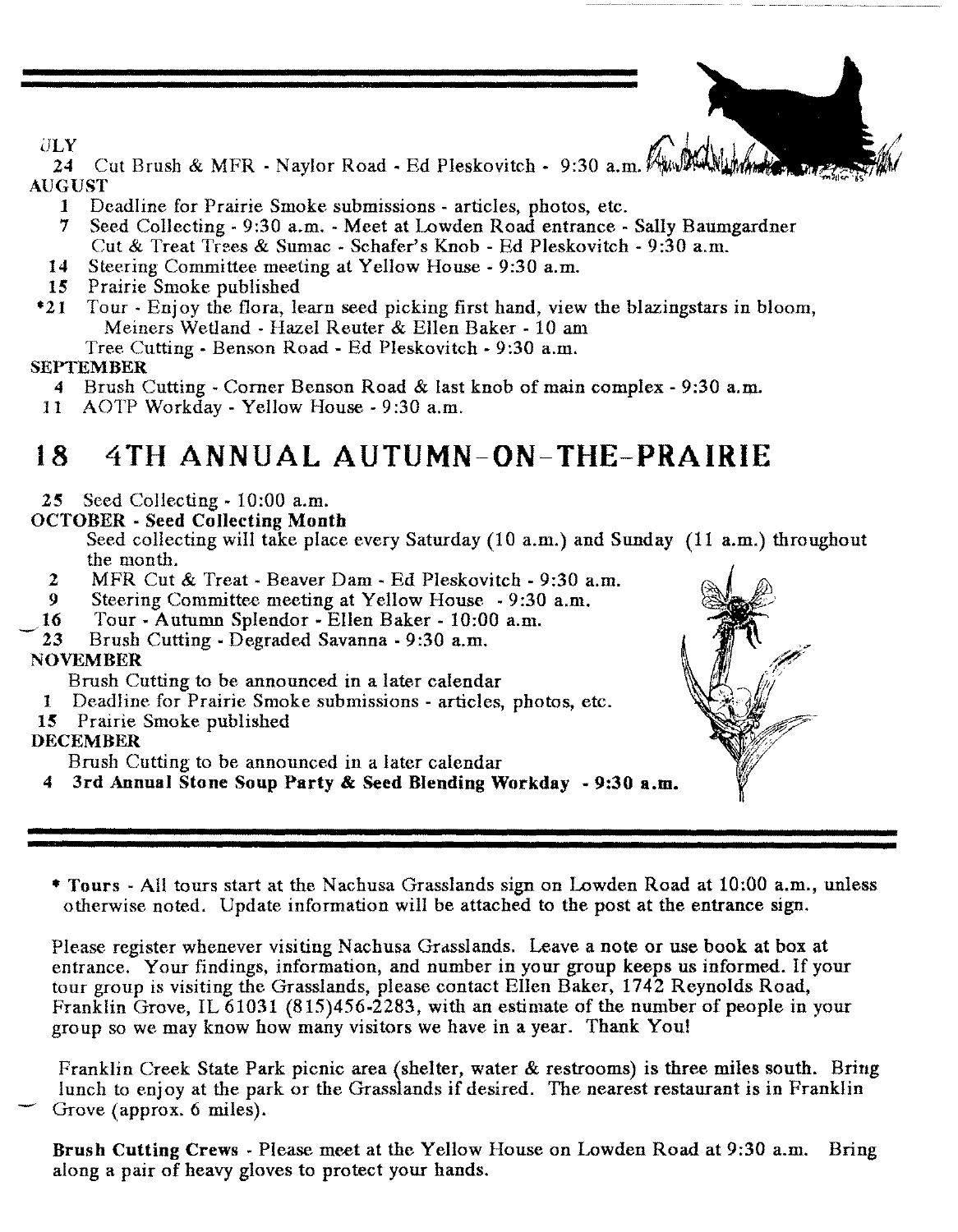JULY

24 Cut Brush & MFR - Naylor Road - Ed Pleskovitch - 9:30 a.m.

AUGUST

1 Deadline for Prairie Smoke submissions - articles, photos, etc.

7 Seed Collecting - 9:30 a.m. - Meet at Lowden Road entrance - Sally Baumgardner
Cut & Treat Trees & Sumac - Schafer's Knob - Ed Pleskovitch - 9:30 a.m.

14 Steering Committee meeting at Yellow House - 9:30 a.m.

15 Prairie Smoke published

*21 Tour - Enjoy the flora, learn seed picking first hand, view the blazingstars in bloom, Meiners Wetland - Hazel Reuter & Ellen Baker - 10 am
Tree Cutting - Benson Road - Ed Pleskovitch - 9:30 a.m.

SEPTEMBER

4 Brush Cutting - Corner Benson Road & last knob of main complex - 9:30 a.m.

11 AOTP Workday - Yellow House - 9:30 a.m.

## 18 4TH ANNUAL AUTUMN-ON-THE-PRAIRIE

25 Seed Collecting - 10:00 a.m.

**OCTOBER - Seed Collecting Month**

Seed collecting will take place every Saturday (10 a.m.) and Sunday (11 a.m.) throughout the month.

2 MFR Cut & Treat - Beaver Dam - Ed Pleskovitch - 9:30 a.m.

9 Steering Committee meeting at Yellow House - 9:30 a.m.

16 Tour - Autumn Splendor - Ellen Baker - 10:00 a.m.

23 Brush Cutting - Degraded Savanna - 9:30 a.m.

NOVEMBER

Brush Cutting to be announced in a later calendar

1 Deadline for Prairie Smoke submissions - articles, photos, etc.

15 Prairie Smoke published

DECEMBER

Brush Cutting to be announced in a later calendar

4 **3rd Annual Stone Soup Party & Seed Blending Workday - 9:30 a.m.**

* **Tours** - All tours start at the Nachusa Grasslands sign on Lowden Road at 10:00 a.m., unless otherwise noted. Update information will be attached to the post at the entrance sign.

Please register whenever visiting Nachusa Grasslands. Leave a note or use book at box at entrance. Your findings, information, and number in your group keeps us informed. If your tour group is visiting the Grasslands, please contact Ellen Baker, 1742 Reynolds Road, Franklin Grove, IL 61031 (815)456-2283, with an estimate of the number of people in your group so we may know how many visitors we have in a year. Thank You!

Franklin Creek State Park picnic area (shelter, water & restrooms) is three miles south. Bring lunch to enjoy at the park or the Grasslands if desired. The nearest restaurant is in Franklin Grove (approx. 6 miles).

**Brush Cutting Crews** - Please meet at the Yellow House on Lowden Road at 9:30 a.m. Bring along a pair of heavy gloves to protect your hands.